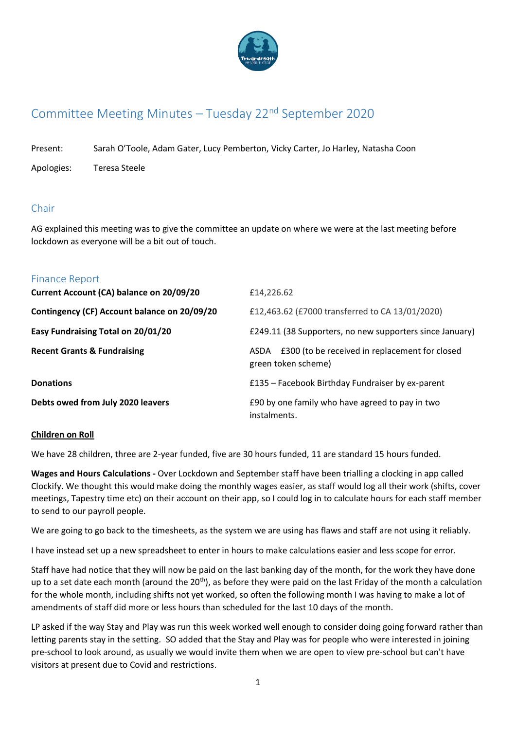# Committee Meeting Minutes – Tuesday 22nd September 2020

Present: Sarah O'Toole, Adam Gater, Lucy Pemberton, Vicky Carter, Jo Harley, Natasha Coon

Apologies: Teresa Steele

## Chair

AG explained this meeting was to give the committee an update on where we were at the last meeting before lockdown as everyone will be a bit out of touch.

## Finance Report

| | |
|---|---|
| **Current Account (CA) balance on 20/09/20** | £14,226.62 |
| **Contingency (CF) Account balance on 20/09/20** | £12,463.62 (£7000 transferred to CA 13/01/2020) |
| **Easy Fundraising Total on 20/01/20** | £249.11 (38 Supporters, no new supporters since January) |
| **Recent Grants & Fundraising** | ASDA £300 (to be received in replacement for closed green token scheme) |
| **Donations** | £135 – Facebook Birthday Fundraiser by ex-parent |
| **Debts owed from July 2020 leavers** | £90 by one family who have agreed to pay in two instalments. |

**<u>Children on Roll</u>**

We have 28 children, three are 2-year funded, five are 30 hours funded, 11 are standard 15 hours funded.

**Wages and Hours Calculations -** Over Lockdown and September staff have been trialling a clocking in app called Clockify. We thought this would make doing the monthly wages easier, as staff would log all their work (shifts, cover meetings, Tapestry time etc) on their account on their app, so I could log in to calculate hours for each staff member to send to our payroll people.

We are going to go back to the timesheets, as the system we are using has flaws and staff are not using it reliably.

I have instead set up a new spreadsheet to enter in hours to make calculations easier and less scope for error.

Staff have had notice that they will now be paid on the last banking day of the month, for the work they have done up to a set date each month (around the 20th), as before they were paid on the last Friday of the month a calculation for the whole month, including shifts not yet worked, so often the following month I was having to make a lot of amendments of staff did more or less hours than scheduled for the last 10 days of the month.

LP asked if the way Stay and Play was run this week worked well enough to consider doing going forward rather than letting parents stay in the setting. SO added that the Stay and Play was for people who were interested in joining pre-school to look around, as usually we would invite them when we are open to view pre-school but can't have visitors at present due to Covid and restrictions.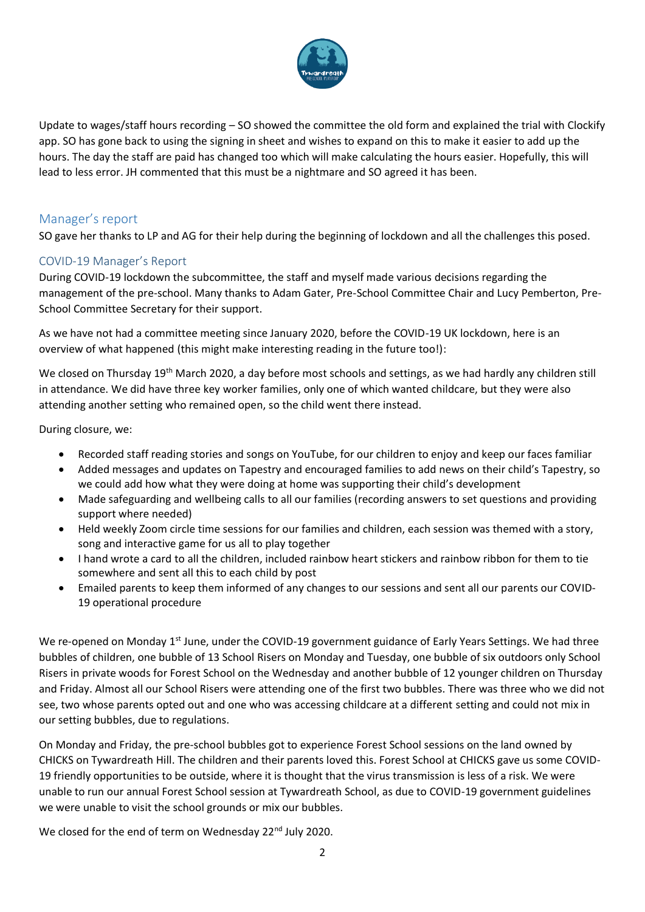Update to wages/staff hours recording – SO showed the committee the old form and explained the trial with Clockify app. SO has gone back to using the signing in sheet and wishes to expand on this to make it easier to add up the hours. The day the staff are paid has changed too which will make calculating the hours easier. Hopefully, this will lead to less error. JH commented that this must be a nightmare and SO agreed it has been.

## Manager's report

SO gave her thanks to LP and AG for their help during the beginning of lockdown and all the challenges this posed.

### COVID-19 Manager's Report

During COVID-19 lockdown the subcommittee, the staff and myself made various decisions regarding the management of the pre-school. Many thanks to Adam Gater, Pre-School Committee Chair and Lucy Pemberton, Pre-School Committee Secretary for their support.

As we have not had a committee meeting since January 2020, before the COVID-19 UK lockdown, here is an overview of what happened (this might make interesting reading in the future too!):

We closed on Thursday 19th March 2020, a day before most schools and settings, as we had hardly any children still in attendance. We did have three key worker families, only one of which wanted childcare, but they were also attending another setting who remained open, so the child went there instead.

During closure, we:

- Recorded staff reading stories and songs on YouTube, for our children to enjoy and keep our faces familiar
- Added messages and updates on Tapestry and encouraged families to add news on their child's Tapestry, so we could add how what they were doing at home was supporting their child's development
- Made safeguarding and wellbeing calls to all our families (recording answers to set questions and providing support where needed)
- Held weekly Zoom circle time sessions for our families and children, each session was themed with a story, song and interactive game for us all to play together
- I hand wrote a card to all the children, included rainbow heart stickers and rainbow ribbon for them to tie somewhere and sent all this to each child by post
- Emailed parents to keep them informed of any changes to our sessions and sent all our parents our COVID-19 operational procedure

We re-opened on Monday 1st June, under the COVID-19 government guidance of Early Years Settings. We had three bubbles of children, one bubble of 13 School Risers on Monday and Tuesday, one bubble of six outdoors only School Risers in private woods for Forest School on the Wednesday and another bubble of 12 younger children on Thursday and Friday. Almost all our School Risers were attending one of the first two bubbles. There was three who we did not see, two whose parents opted out and one who was accessing childcare at a different setting and could not mix in our setting bubbles, due to regulations.

On Monday and Friday, the pre-school bubbles got to experience Forest School sessions on the land owned by CHICKS on Tywardreath Hill. The children and their parents loved this. Forest School at CHICKS gave us some COVID-19 friendly opportunities to be outside, where it is thought that the virus transmission is less of a risk. We were unable to run our annual Forest School session at Tywardreath School, as due to COVID-19 government guidelines we were unable to visit the school grounds or mix our bubbles.

We closed for the end of term on Wednesday 22nd July 2020.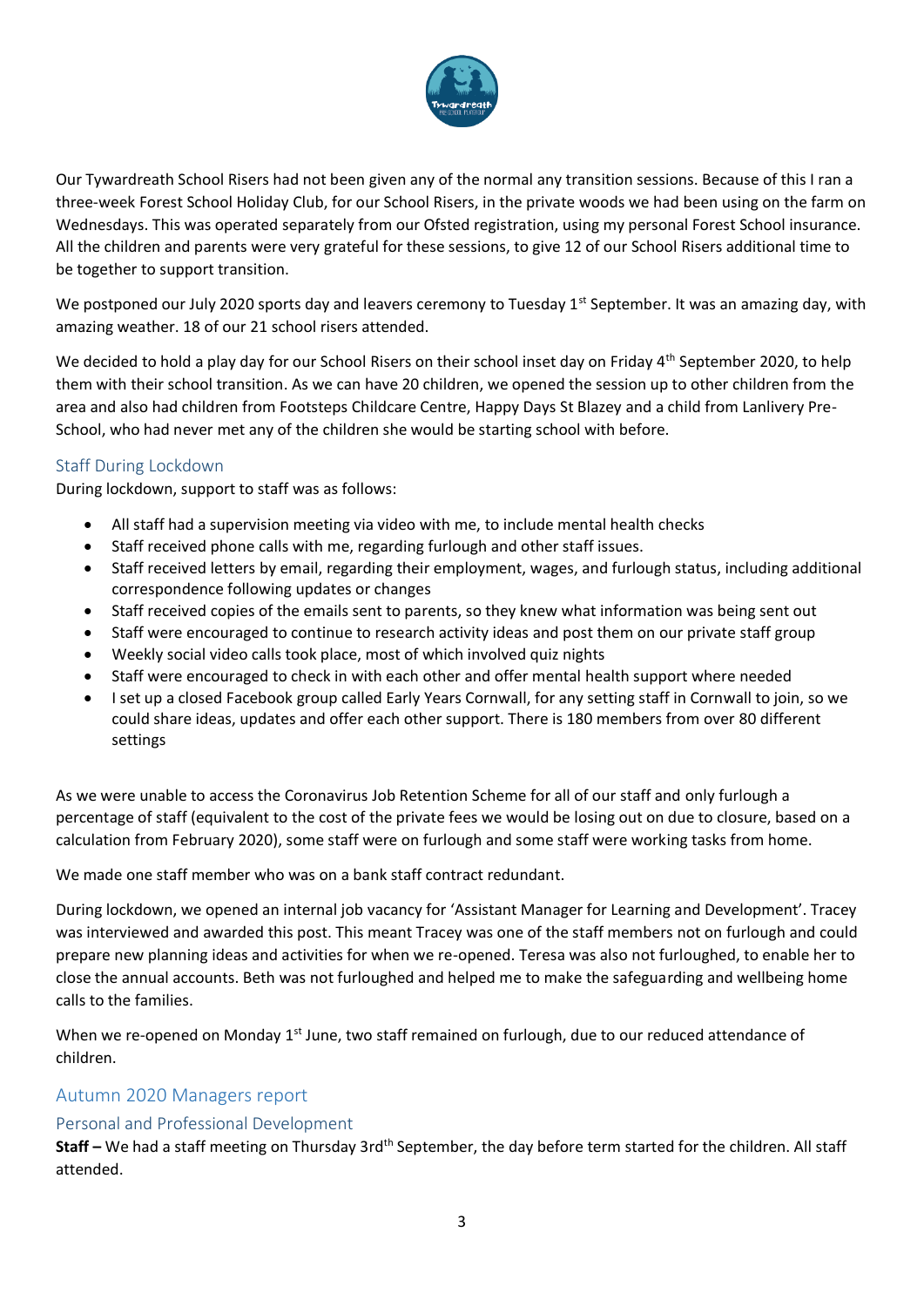Our Tywardreath School Risers had not been given any of the normal any transition sessions. Because of this I ran a three-week Forest School Holiday Club, for our School Risers, in the private woods we had been using on the farm on Wednesdays. This was operated separately from our Ofsted registration, using my personal Forest School insurance. All the children and parents were very grateful for these sessions, to give 12 of our School Risers additional time to be together to support transition.

We postponed our July 2020 sports day and leavers ceremony to Tuesday 1st September. It was an amazing day, with amazing weather. 18 of our 21 school risers attended.

We decided to hold a play day for our School Risers on their school inset day on Friday 4th September 2020, to help them with their school transition. As we can have 20 children, we opened the session up to other children from the area and also had children from Footsteps Childcare Centre, Happy Days St Blazey and a child from Lanlivery Pre-School, who had never met any of the children she would be starting school with before.

### Staff During Lockdown

During lockdown, support to staff was as follows:

- All staff had a supervision meeting via video with me, to include mental health checks
- Staff received phone calls with me, regarding furlough and other staff issues.
- Staff received letters by email, regarding their employment, wages, and furlough status, including additional correspondence following updates or changes
- Staff received copies of the emails sent to parents, so they knew what information was being sent out
- Staff were encouraged to continue to research activity ideas and post them on our private staff group
- Weekly social video calls took place, most of which involved quiz nights
- Staff were encouraged to check in with each other and offer mental health support where needed
- I set up a closed Facebook group called Early Years Cornwall, for any setting staff in Cornwall to join, so we could share ideas, updates and offer each other support. There is 180 members from over 80 different settings

As we were unable to access the Coronavirus Job Retention Scheme for all of our staff and only furlough a percentage of staff (equivalent to the cost of the private fees we would be losing out on due to closure, based on a calculation from February 2020), some staff were on furlough and some staff were working tasks from home.

We made one staff member who was on a bank staff contract redundant.

During lockdown, we opened an internal job vacancy for 'Assistant Manager for Learning and Development'. Tracey was interviewed and awarded this post. This meant Tracey was one of the staff members not on furlough and could prepare new planning ideas and activities for when we re-opened. Teresa was also not furloughed, to enable her to close the annual accounts. Beth was not furloughed and helped me to make the safeguarding and wellbeing home calls to the families.

When we re-opened on Monday 1st June, two staff remained on furlough, due to our reduced attendance of children.

## Autumn 2020 Managers report

### Personal and Professional Development

**Staff –** We had a staff meeting on Thursday 3rd September, the day before term started for the children. All staff attended.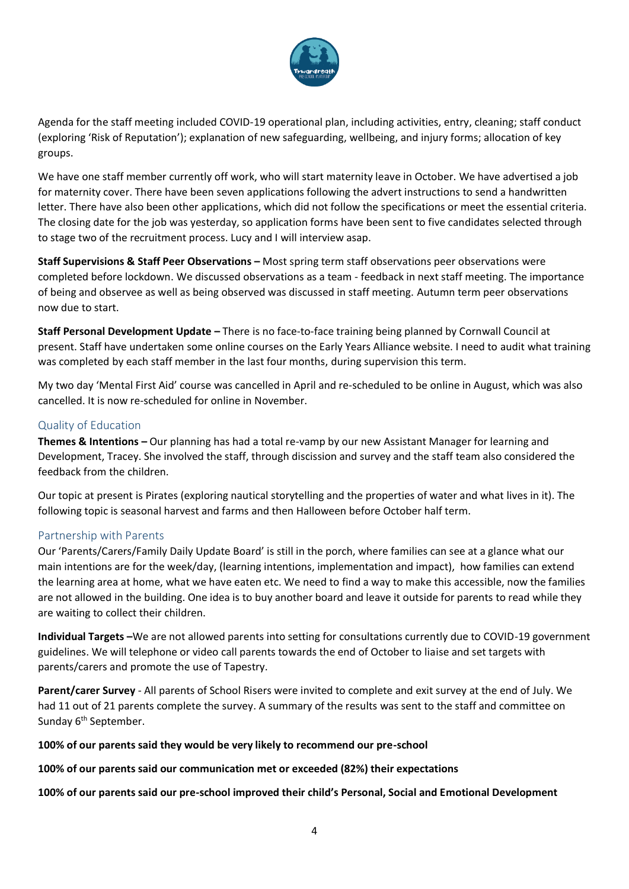Agenda for the staff meeting included COVID-19 operational plan, including activities, entry, cleaning; staff conduct (exploring 'Risk of Reputation'); explanation of new safeguarding, wellbeing, and injury forms; allocation of key groups.

We have one staff member currently off work, who will start maternity leave in October. We have advertised a job for maternity cover. There have been seven applications following the advert instructions to send a handwritten letter. There have also been other applications, which did not follow the specifications or meet the essential criteria. The closing date for the job was yesterday, so application forms have been sent to five candidates selected through to stage two of the recruitment process. Lucy and I will interview asap.

**Staff Supervisions & Staff Peer Observations –** Most spring term staff observations peer observations were completed before lockdown. We discussed observations as a team - feedback in next staff meeting. The importance of being and observee as well as being observed was discussed in staff meeting. Autumn term peer observations now due to start.

**Staff Personal Development Update –** There is no face-to-face training being planned by Cornwall Council at present. Staff have undertaken some online courses on the Early Years Alliance website. I need to audit what training was completed by each staff member in the last four months, during supervision this term.

My two day 'Mental First Aid' course was cancelled in April and re-scheduled to be online in August, which was also cancelled. It is now re-scheduled for online in November.

## Quality of Education

**Themes & Intentions –** Our planning has had a total re-vamp by our new Assistant Manager for learning and Development, Tracey. She involved the staff, through discission and survey and the staff team also considered the feedback from the children.

Our topic at present is Pirates (exploring nautical storytelling and the properties of water and what lives in it). The following topic is seasonal harvest and farms and then Halloween before October half term.

## Partnership with Parents

Our 'Parents/Carers/Family Daily Update Board' is still in the porch, where families can see at a glance what our main intentions are for the week/day, (learning intentions, implementation and impact), how families can extend the learning area at home, what we have eaten etc. We need to find a way to make this accessible, now the families are not allowed in the building. One idea is to buy another board and leave it outside for parents to read while they are waiting to collect their children.

**Individual Targets –**We are not allowed parents into setting for consultations currently due to COVID-19 government guidelines. We will telephone or video call parents towards the end of October to liaise and set targets with parents/carers and promote the use of Tapestry.

**Parent/carer Survey** - All parents of School Risers were invited to complete and exit survey at the end of July. We had 11 out of 21 parents complete the survey. A summary of the results was sent to the staff and committee on Sunday 6th September.

**100% of our parents said they would be very likely to recommend our pre-school**

**100% of our parents said our communication met or exceeded (82%) their expectations**

**100% of our parents said our pre-school improved their child's Personal, Social and Emotional Development**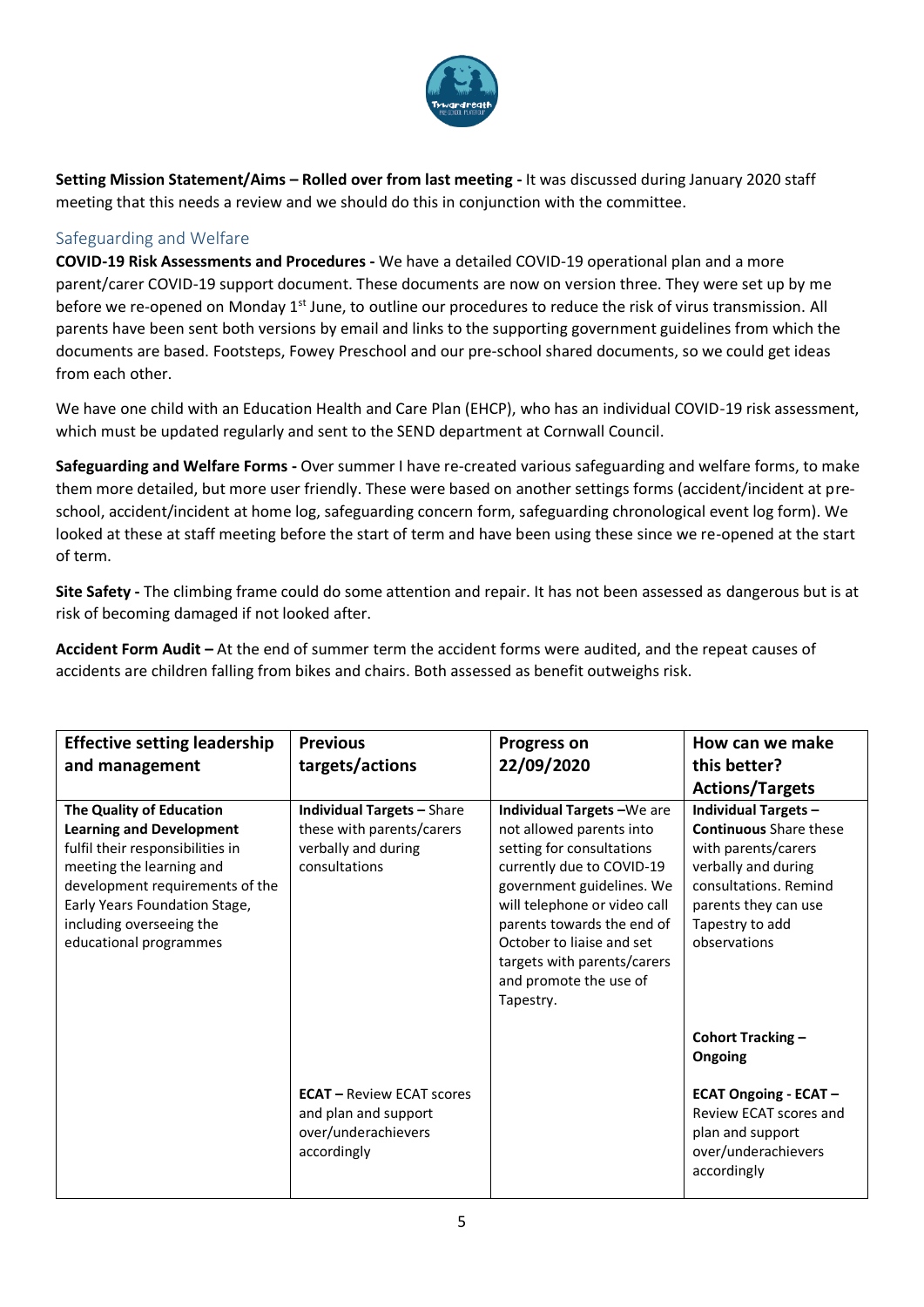**Setting Mission Statement/Aims – Rolled over from last meeting -** It was discussed during January 2020 staff meeting that this needs a review and we should do this in conjunction with the committee.

## Safeguarding and Welfare

**COVID-19 Risk Assessments and Procedures -** We have a detailed COVID-19 operational plan and a more parent/carer COVID-19 support document. These documents are now on version three. They were set up by me before we re-opened on Monday 1st June, to outline our procedures to reduce the risk of virus transmission. All parents have been sent both versions by email and links to the supporting government guidelines from which the documents are based. Footsteps, Fowey Preschool and our pre-school shared documents, so we could get ideas from each other.

We have one child with an Education Health and Care Plan (EHCP), who has an individual COVID-19 risk assessment, which must be updated regularly and sent to the SEND department at Cornwall Council.

**Safeguarding and Welfare Forms -** Over summer I have re-created various safeguarding and welfare forms, to make them more detailed, but more user friendly. These were based on another settings forms (accident/incident at pre-school, accident/incident at home log, safeguarding concern form, safeguarding chronological event log form). We looked at these at staff meeting before the start of term and have been using these since we re-opened at the start of term.

**Site Safety -** The climbing frame could do some attention and repair. It has not been assessed as dangerous but is at risk of becoming damaged if not looked after.

**Accident Form Audit –** At the end of summer term the accident forms were audited, and the repeat causes of accidents are children falling from bikes and chairs. Both assessed as benefit outweighs risk.

| Effective setting leadership and management | Previous targets/actions | Progress on 22/09/2020 | How can we make this better? Actions/Targets |
|---|---|---|---|
| **The Quality of Education Learning and Development** fulfil their responsibilities in meeting the learning and development requirements of the Early Years Foundation Stage, including overseeing the educational programmes | **Individual Targets –** Share these with parents/carers verbally and during consultations | **Individual Targets –**We are not allowed parents into setting for consultations currently due to COVID-19 government guidelines. We will telephone or video call parents towards the end of October to liaise and set targets with parents/carers and promote the use of Tapestry. | **Individual Targets – Continuous** Share these with parents/carers verbally and during consultations. Remind parents they can use Tapestry to add observations |
| | | | **Cohort Tracking – Ongoing** |
| | **ECAT –** Review ECAT scores and plan and support over/underachievers accordingly | | **ECAT Ongoing - ECAT –** Review ECAT scores and plan and support over/underachievers accordingly |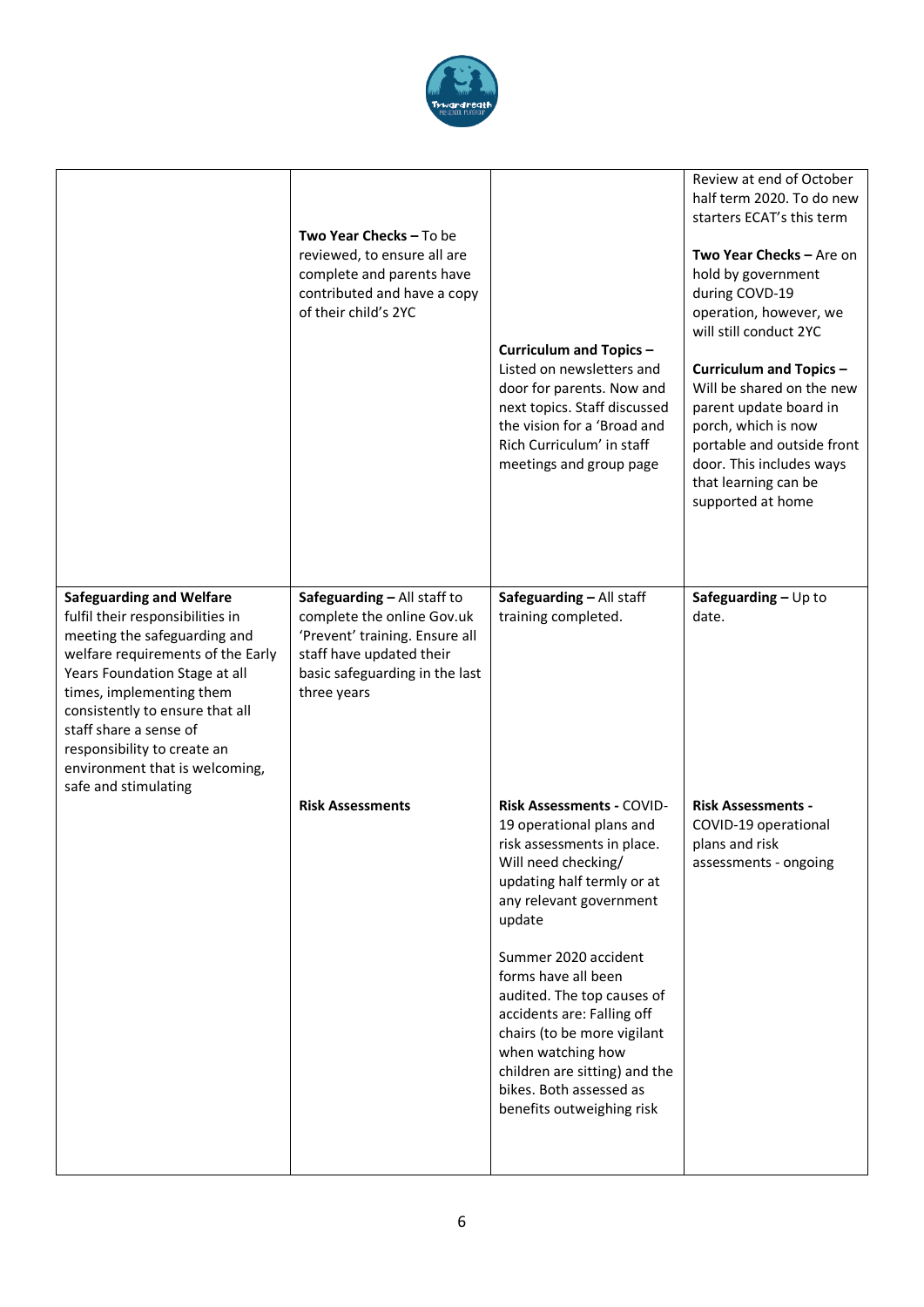| | | | |
|---|---|---|---|
| | **Two Year Checks –** To be reviewed, to ensure all are complete and parents have contributed and have a copy of their child's 2YC | **Curriculum and Topics –** Listed on newsletters and door for parents. Now and next topics. Staff discussed the vision for a 'Broad and Rich Curriculum' in staff meetings and group page | Review at end of October half term 2020. To do new starters ECAT's this term<br><br>**Two Year Checks –** Are on hold by government during COVD-19 operation, however, we will still conduct 2YC<br><br>**Curriculum and Topics –** Will be shared on the new parent update board in porch, which is now portable and outside front door. This includes ways that learning can be supported at home |
| **Safeguarding and Welfare** fulfil their responsibilities in meeting the safeguarding and welfare requirements of the Early Years Foundation Stage at all times, implementing them consistently to ensure that all staff share a sense of responsibility to create an environment that is welcoming, safe and stimulating | **Safeguarding –** All staff to complete the online Gov.uk 'Prevent' training. Ensure all staff have updated their basic safeguarding in the last three years | **Safeguarding –** All staff training completed. | **Safeguarding –** Up to date. |
| | **Risk Assessments** | **Risk Assessments -** COVID-19 operational plans and risk assessments in place. Will need checking/ updating half termly or at any relevant government update<br><br>Summer 2020 accident forms have all been audited. The top causes of accidents are: Falling off chairs (to be more vigilant when watching how children are sitting) and the bikes. Both assessed as benefits outweighing risk | **Risk Assessments -** COVID-19 operational plans and risk assessments - ongoing |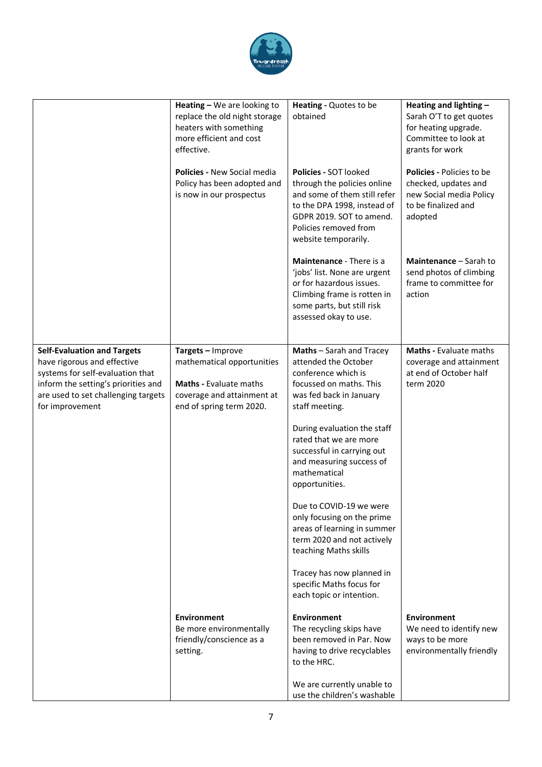| | | | |
|---|---|---|---|
| | **Heating –** We are looking to replace the old night storage heaters with something more efficient and cost effective. | **Heating -** Quotes to be obtained | **Heating and lighting –** Sarah O'T to get quotes for heating upgrade. Committee to look at grants for work |
| | **Policies -** New Social media Policy has been adopted and is now in our prospectus | **Policies -** SOT looked through the policies online and some of them still refer to the DPA 1998, instead of GDPR 2019. SOT to amend. Policies removed from website temporarily. | **Policies -** Policies to be checked, updates and new Social media Policy to be finalized and adopted |
| | | **Maintenance** - There is a 'jobs' list. None are urgent or for hazardous issues. Climbing frame is rotten in some parts, but still risk assessed okay to use. | **Maintenance** – Sarah to send photos of climbing frame to committee for action |
| **Self-Evaluation and Targets** have rigorous and effective systems for self-evaluation that inform the setting's priorities and are used to set challenging targets for improvement | **Targets –** Improve mathematical opportunities<br><br>**Maths -** Evaluate maths coverage and attainment at end of spring term 2020. | **Maths** – Sarah and Tracey attended the October conference which is focussed on maths. This was fed back in January staff meeting.<br><br>During evaluation the staff rated that we are more successful in carrying out and measuring success of mathematical opportunities.<br><br>Due to COVID-19 we were only focusing on the prime areas of learning in summer term 2020 and not actively teaching Maths skills<br><br>Tracey has now planned in specific Maths focus for each topic or intention. | **Maths -** Evaluate maths coverage and attainment at end of October half term 2020 |
| | **Environment**<br>Be more environmentally friendly/conscience as a setting. | **Environment**<br>The recycling skips have been removed in Par. Now having to drive recyclables to the HRC.<br><br>We are currently unable to use the children's washable | **Environment**<br>We need to identify new ways to be more environmentally friendly |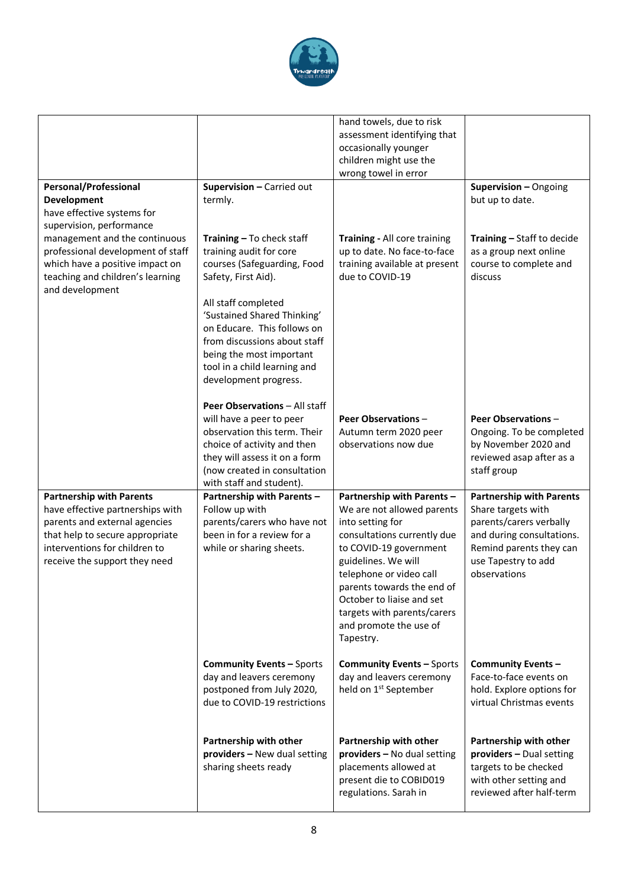| | | | |
|---|---|---|---|
| | | hand towels, due to risk assessment identifying that occasionally younger children might use the wrong towel in error | |
| **Personal/Professional Development** have effective systems for supervision, performance management and the continuous professional development of staff which have a positive impact on teaching and children's learning and development | **Supervision –** Carried out termly.<br><br>**Training –** To check staff training audit for core courses (Safeguarding, Food Safety, First Aid).<br><br>All staff completed 'Sustained Shared Thinking' on Educare. This follows on from discussions about staff being the most important tool in a child learning and development progress.<br><br>**Peer Observations** – All staff will have a peer to peer observation this term. Their choice of activity and then they will assess it on a form (now created in consultation with staff and student). | **Training -** All core training up to date. No face-to-face training available at present due to COVID-19<br><br>**Peer Observations** – Autumn term 2020 peer observations now due | **Supervision –** Ongoing but up to date.<br><br>**Training –** Staff to decide as a group next online course to complete and discuss<br><br>**Peer Observations** – Ongoing. To be completed by November 2020 and reviewed asap after as a staff group |
| **Partnership with Parents** have effective partnerships with parents and external agencies that help to secure appropriate interventions for children to receive the support they need | **Partnership with Parents –** Follow up with parents/carers who have not been in for a review for a while or sharing sheets.<br><br>**Community Events –** Sports day and leavers ceremony postponed from July 2020, due to COVID-19 restrictions<br><br>**Partnership with other providers –** New dual setting sharing sheets ready | **Partnership with Parents –** We are not allowed parents into setting for consultations currently due to COVID-19 government guidelines. We will telephone or video call parents towards the end of October to liaise and set targets with parents/carers and promote the use of Tapestry.<br><br>**Community Events –** Sports day and leavers ceremony held on 1st September<br><br>**Partnership with other providers –** No dual setting placements allowed at present die to COBID019 regulations. Sarah in | **Partnership with Parents** Share targets with parents/carers verbally and during consultations. Remind parents they can use Tapestry to add observations<br><br>**Community Events –** Face-to-face events on hold. Explore options for virtual Christmas events<br><br>**Partnership with other providers –** Dual setting targets to be checked with other setting and reviewed after half-term |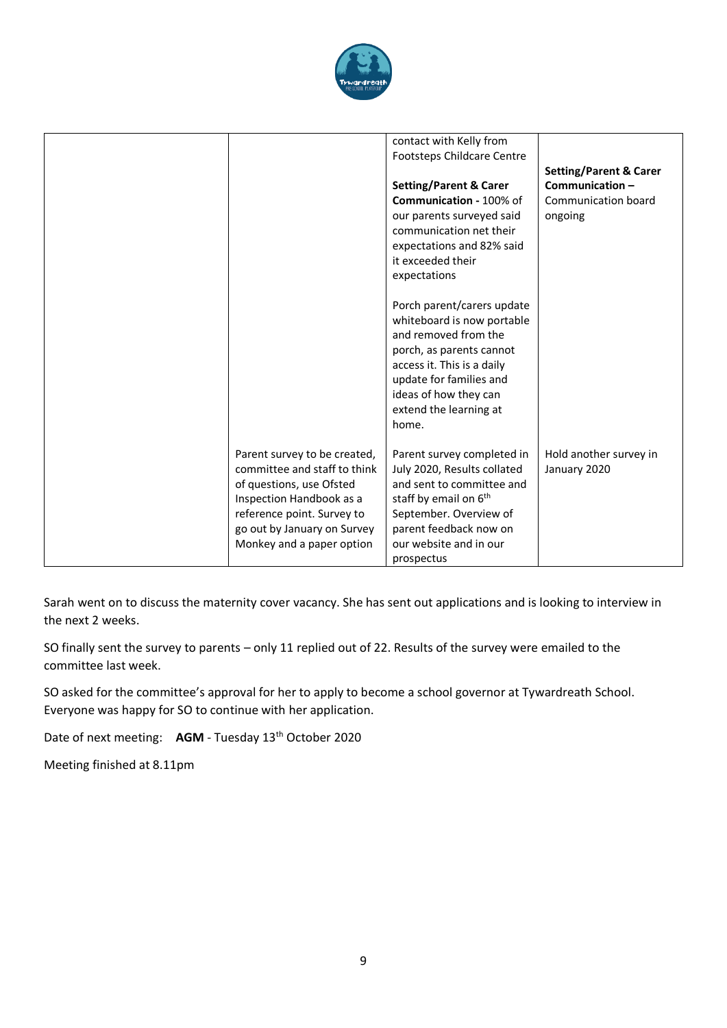| | | | |
|---|---|---|---|
| | | contact with Kelly from Footsteps Childcare Centre<br><br>**Setting/Parent & Carer Communication -** 100% of our parents surveyed said communication net their expectations and 82% said it exceeded their expectations<br><br>Porch parent/carers update whiteboard is now portable and removed from the porch, as parents cannot access it. This is a daily update for families and ideas of how they can extend the learning at home. | **Setting/Parent & Carer Communication –** Communication board ongoing |
| | Parent survey to be created, committee and staff to think of questions, use Ofsted Inspection Handbook as a reference point. Survey to go out by January on Survey Monkey and a paper option | Parent survey completed in July 2020, Results collated and sent to committee and staff by email on 6th September. Overview of parent feedback now on our website and in our prospectus | Hold another survey in January 2020 |

Sarah went on to discuss the maternity cover vacancy. She has sent out applications and is looking to interview in the next 2 weeks.

SO finally sent the survey to parents – only 11 replied out of 22. Results of the survey were emailed to the committee last week.

SO asked for the committee's approval for her to apply to become a school governor at Tywardreath School. Everyone was happy for SO to continue with her application.

Date of next meeting: **AGM** - Tuesday 13th October 2020

Meeting finished at 8.11pm